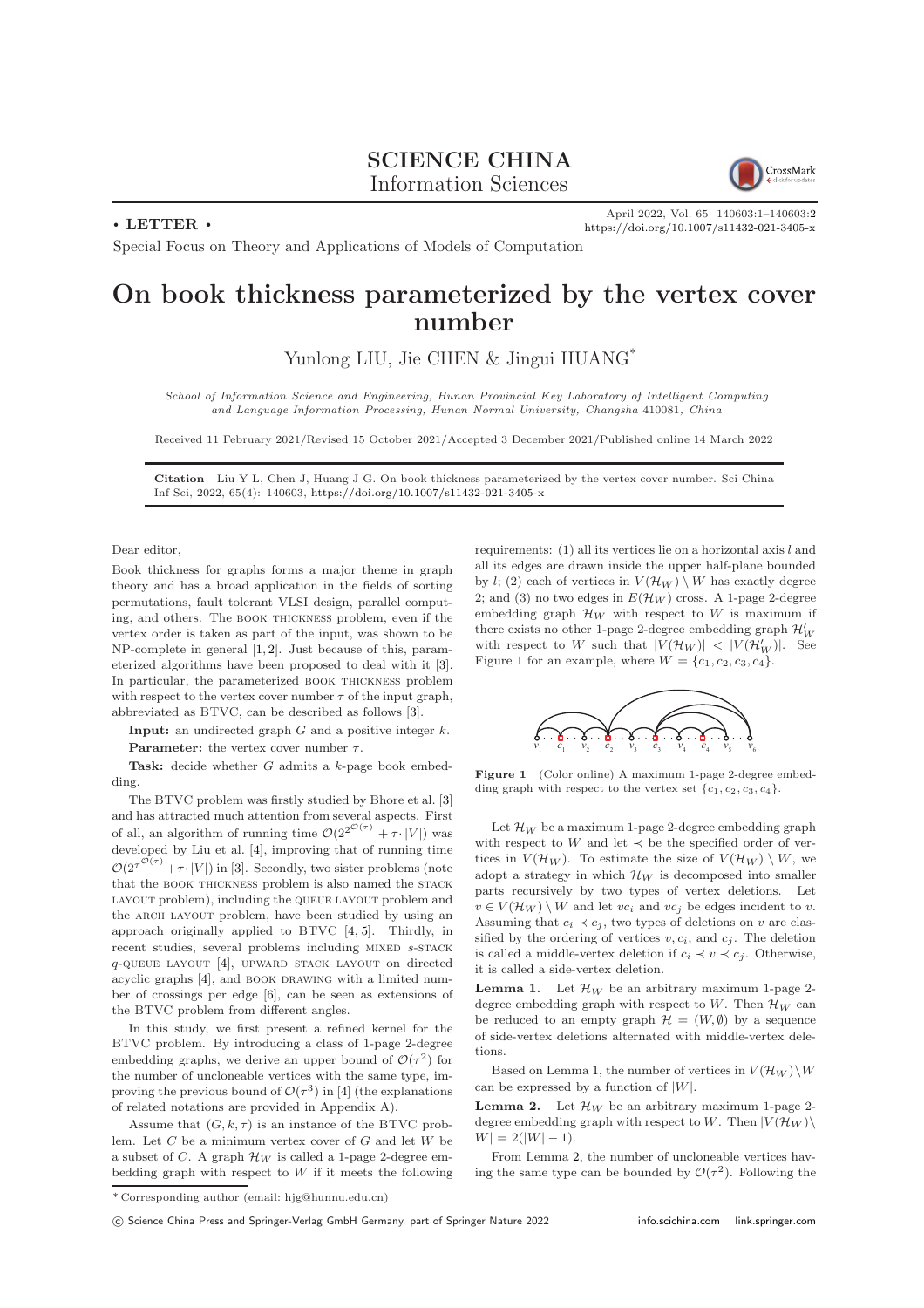SCIENCE CHINA
Information Sciences

• LETTER •

Special Focus on Theory and Applications of Models of Computation

# On book thickness parameterized by the vertex cover number

Yunlong LIU, Jie CHEN & Jingui HUANG*

*School of Information Science and Engineering, Hunan Provincial Key Laboratory of Intelligent Computing and Language Information Processing, Hunan Normal University, Changsha 410081, China*

Received 11 February 2021/Revised 15 October 2021/Accepted 3 December 2021/Published online 14 March 2022

**Citation** Liu Y L, Chen J, Huang J G. On book thickness parameterized by the vertex cover number. Sci China Inf Sci, 2022, 65(4): 140603, https://doi.org/10.1007/s11432-021-3405-x

Dear editor,

Book thickness for graphs forms a major theme in graph theory and has a broad application in the fields of sorting permutations, fault tolerant VLSI design, parallel computing, and others. The BOOK THICKNESS problem, even if the vertex order is taken as part of the input, was shown to be NP-complete in general [1, 2]. Just because of this, parameterized algorithms have been proposed to deal with it [3]. In particular, the parameterized BOOK THICKNESS problem with respect to the vertex cover number $\tau$ of the input graph, abbreviated as BTVC, can be described as follows [3].

**Input:** an undirected graph $G$ and a positive integer $k$.

**Parameter:** the vertex cover number $\tau$.

**Task:** decide whether $G$ admits a $k$-page book embedding.

The BTVC problem was firstly studied by Bhore et al. [3] and has attracted much attention from several aspects. First of all, an algorithm of running time $\mathcal{O}(2^{2^{\mathcal{O}(\tau)}} + \tau \cdot |V|)$ was developed by Liu et al. [4], improving that of running time $\mathcal{O}(2^{\tau^{\mathcal{O}(\tau)}} + \tau \cdot |V|)$ in [3]. Secondly, two sister problems (note that the BOOK THICKNESS problem is also named the STACK LAYOUT problem), including the QUEUE LAYOUT problem and the ARCH LAYOUT problem, have been studied by using an approach originally applied to BTVC [4, 5]. Thirdly, in recent studies, several problems including MIXED $s$-STACK $q$-QUEUE LAYOUT [4], UPWARD STACK LAYOUT on directed acyclic graphs [4], and BOOK DRAWING with a limited number of crossings per edge [6], can be seen as extensions of the BTVC problem from different angles.

In this study, we first present a refined kernel for the BTVC problem. By introducing a class of 1-page 2-degree embedding graphs, we derive an upper bound of $\mathcal{O}(\tau^2)$ for the number of uncloneable vertices with the same type, improving the previous bound of $\mathcal{O}(\tau^3)$ in [4] (the explanations of related notations are provided in Appendix A).

Assume that $(G, k, \tau)$ is an instance of the BTVC problem. Let $C$ be a minimum vertex cover of $G$ and let $W$ be a subset of $C$. A graph $\mathcal{H}_W$ is called a 1-page 2-degree embedding graph with respect to $W$ if it meets the following requirements: (1) all its vertices lie on a horizontal axis $l$ and all its edges are drawn inside the upper half-plane bounded by $l$; (2) each of vertices in $V(\mathcal{H}_W) \setminus W$ has exactly degree 2; and (3) no two edges in $E(\mathcal{H}_W)$ cross. A 1-page 2-degree embedding graph $\mathcal{H}_W$ with respect to $W$ is maximum if there exists no other 1-page 2-degree embedding graph $\mathcal{H}'_W$ with respect to $W$ such that $|V(\mathcal{H}_W)| < |V(\mathcal{H}'_W)|$. See Figure 1 for an example, where $W = \{c_1, c_2, c_3, c_4\}$.

Figure 1 (Color online) A maximum 1-page 2-degree embedding graph with respect to the vertex set $\{c_1, c_2, c_3, c_4\}$.

Let $\mathcal{H}_W$ be a maximum 1-page 2-degree embedding graph with respect to $W$ and let $\prec$ be the specified order of vertices in $V(\mathcal{H}_W)$. To estimate the size of $V(\mathcal{H}_W) \setminus W$, we adopt a strategy in which $\mathcal{H}_W$ is decomposed into smaller parts recursively by two types of vertex deletions. Let $v \in V(\mathcal{H}_W) \setminus W$ and let $vc_i$ and $vc_j$ be edges incident to $v$. Assuming that $c_i \prec c_j$, two types of deletions on $v$ are classified by the ordering of vertices $v$, $c_i$, and $c_j$. The deletion is called a middle-vertex deletion if $c_i \prec v \prec c_j$. Otherwise, it is called a side-vertex deletion.

**Lemma 1.** Let $\mathcal{H}_W$ be an arbitrary maximum 1-page 2-degree embedding graph with respect to $W$. Then $\mathcal{H}_W$ can be reduced to an empty graph $\mathcal{H} = (W, \emptyset)$ by a sequence of side-vertex deletions alternated with middle-vertex deletions.

Based on Lemma 1, the number of vertices in $V(\mathcal{H}_W) \setminus W$ can be expressed by a function of $|W|$.

**Lemma 2.** Let $\mathcal{H}_W$ be an arbitrary maximum 1-page 2-degree embedding graph with respect to $W$. Then $|V(\mathcal{H}_W) \setminus W| = 2(|W| - 1)$.

From Lemma 2, the number of uncloneable vertices having the same type can be bounded by $\mathcal{O}(\tau^2)$. Following the

---

\* Corresponding author (email: hjg@hunnu.edu.cn)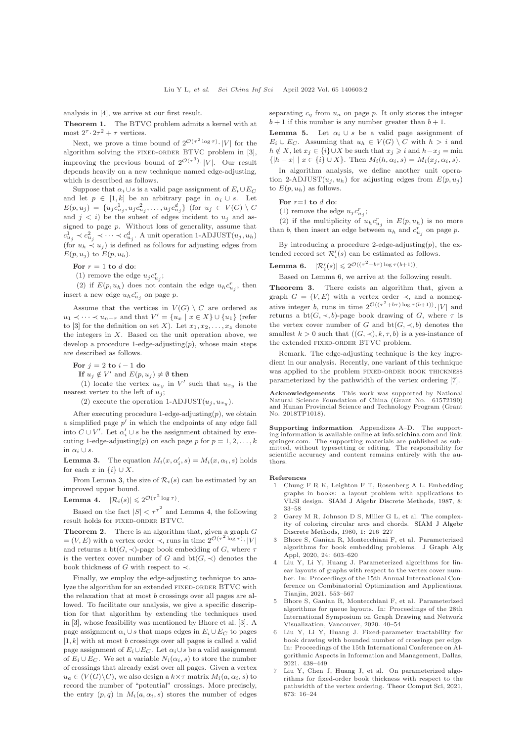analysis in [4], we arrive at our first result.

**Theorem 1.** The BTVC problem admits a kernel with at most $2^{\tau} \cdot 2\tau^2 + \tau$ vertices.

Next, we prove a time bound of $2^{\mathcal{O}(\tau^2 \log \tau)} \cdot |V|$ for the algorithm solving the FIXED-ORDER BTVC problem in [3], improving the previous bound of $2^{\mathcal{O}(\tau^3)} \cdot |V|$. Our result depends heavily on a new technique named edge-adjusting, which is described as follows.

Suppose that $\alpha_i \cup s$ is a valid page assignment of $E_i \cup E_C$ and let $p \in [1, k]$ be an arbitrary page in $\alpha_i \cup s$. Let $E(p, u_j) = \{u_j c_{u_j}^1, u_j c_{u_j}^2, \ldots, u_j c_{u_j}^d\}$ (for $u_j \in V(G) \setminus C$ and $j < i$) be the subset of edges incident to $u_j$ and assigned to page $p$. Without loss of generality, assume that $c_{u_j}^1 \prec c_{u_j}^2 \prec \cdots \prec c_{u_j}^d$. A unit operation 1-ADJUST$(u_j, u_h)$ (for $u_h \prec u_j$) is defined as follows for adjusting edges from $E(p, u_j)$ to $E(p, u_h)$.

**For** $r = 1$ **to** $d$ **do**:

(1) remove the edge $u_j c_{u_j}^r$;

(2) if $E(p, u_h)$ does not contain the edge $u_h c_{u_j}^r$, then insert a new edge $u_h c_{u_j}^r$ on page $p$.

Assume that the vertices in $V(G) \setminus C$ are ordered as $u_1 \prec \cdots \prec u_{n-\tau}$ and that $V' = \{u_x \mid x \in X\} \cup \{u_1\}$ (refer to [3] for the definition on set $X$). Let $x_1, x_2, \ldots, x_z$ denote the integers in $X$. Based on the unit operation above, we develop a procedure 1-edge-adjusting$(p)$, whose main steps are described as follows.

**For** $j = 2$ **to** $i - 1$ **do**

**If** $u_j \notin V'$ and $E(p, u_j) \neq \emptyset$ **then**

(1) locate the vertex $u_{x_y}$ in $V'$ such that $u_{x_y}$ is the nearest vertex to the left of $u_j$;

(2) execute the operation 1-ADJUST$(u_j, u_{x_y})$.

After executing procedure 1-edge-adjusting$(p)$, we obtain a simplified page $p'$ in which the endpoints of any edge fall into $C \cup V'$. Let $\alpha_i' \cup s$ be the assignment obtained by executing 1-edge-adjusting$(p)$ on each page $p$ for $p = 1, 2, \ldots, k$ in $\alpha_i \cup s$.

**Lemma 3.** The equation $M_i(x, \alpha_i', s) = M_i(x, \alpha_i, s)$ holds for each $x$ in $\{i\} \cup X$.

From Lemma 3, the size of $\mathcal{R}_i(s)$ can be estimated by an improved upper bound.

**Lemma 4.** $|\mathcal{R}_i(s)| \leqslant 2^{\mathcal{O}(\tau^2 \log \tau)}$.

Based on the fact $|S| < \tau^{\tau^2}$ and Lemma 4, the following result holds for FIXED-ORDER BTVC.

**Theorem 2.** There is an algorithm that, given a graph $G = (V, E)$ with a vertex order $\prec$, runs in time $2^{\mathcal{O}(\tau^2 \log \tau)} \cdot |V|$ and returns a bt$(G, \prec)$-page book embedding of $G$, where $\tau$ is the vertex cover number of $G$ and bt$(G, \prec)$ denotes the book thickness of $G$ with respect to $\prec$.

Finally, we employ the edge-adjusting technique to analyze the algorithm for an extended FIXED-ORDER BTVC with the relaxation that at most $b$ crossings over all pages are allowed. To facilitate our analysis, we give a specific description for that algorithm by extending the techniques used in [3], whose feasibility was mentioned by Bhore et al. [3]. A page assignment $\alpha_i \cup s$ that maps edges in $E_i \cup E_C$ to pages $[1, k]$ with at most $b$ crossings over all pages is called a valid page assignment of $E_i \cup E_C$. Let $\alpha_i \cup s$ be a valid assignment of $E_i \cup E_C$. We set a variable $N_i(\alpha_i, s)$ to store the number of crossings that already exist over all pages. Given a vertex $u_a \in (V(G) \setminus C)$, we also design a $k \times \tau$ matrix $M_i(a, \alpha_i, s)$ to record the number of "potential" crossings. More precisely, the entry $(p, q)$ in $M_i(a, \alpha_i, s)$ stores the number of edges separating $c_q$ from $u_a$ on page $p$. It only stores the integer $b + 1$ if this number is any number greater than $b + 1$.

**Lemma 5.** Let $\alpha_i \cup s$ be a valid page assignment of $E_i \cup E_C$. Assuming that $u_h \in V(G) \setminus C$ with $h > i$ and $h \notin X$, let $x_j \in \{i\} \cup X$ be such that $x_j \geqslant i$ and $h - x_j = \min \{|h - x| \mid x \in \{i\} \cup X\}$. Then $M_i(h, \alpha_i, s) = M_i(x_j, \alpha_i, s)$.

In algorithm analysis, we define another unit operation 2-ADJUST$(u_j, u_h)$ for adjusting edges from $E(p, u_j)$ to $E(p, u_h)$ as follows.

**For** $r$=1 **to** $d$ **do**:

(1) remove the edge $u_j c_{u_j}^r$;

(2) if the multiplicity of $u_h c_{u_j}^r$ in $E(p, u_h)$ is no more than $b$, then insert an edge between $u_h$ and $c_{u_j}^r$ on page $p$.

By introducing a procedure 2-edge-adjusting$(p)$, the extended record set $\mathcal{R}_i'(s)$ can be estimated as follows.

**Lemma 6.** $|\mathcal{R}_i'(s)| \leqslant 2^{\mathcal{O}((\tau^2 + b\tau) \log \tau(b+1))}$.

Based on Lemma 6, we arrive at the following result.

**Theorem 3.** There exists an algorithm that, given a graph $G = (V, E)$ with a vertex order $\prec$, and a nonnegative integer $b$, runs in time $2^{\mathcal{O}((\tau^2 + b\tau) \log \tau(b+1))} \cdot |V|$ and returns a bt$(G, \prec, b)$-page book drawing of $G$, where $\tau$ is the vertex cover number of $G$ and bt$(G, \prec, b)$ denotes the smallest $k > 0$ such that $((G, \prec), k, \tau, b)$ is a yes-instance of the extended FIXED-ORDER BTVC problem.

Remark. The edge-adjusting technique is the key ingredient in our analysis. Recently, one variant of this technique was applied to the problem FIXED-ORDER BOOK THICKNESS parameterized by the pathwidth of the vertex ordering [7].

**Acknowledgements** This work was supported by National Natural Science Foundation of China (Grant No. 61572190) and Hunan Provincial Science and Technology Program (Grant No. 2018TP1018).

**Supporting information** Appendixes A–D. The supporting information is available online at info.scichina.com and link.springer.com. The supporting materials are published as submitted, without typesetting or editing. The responsibility for scientific accuracy and content remains entirely with the authors.

## References

1. Chung F R K, Leighton F T, Rosenberg A L. Embedding graphs in books: a layout problem with applications to VLSI design. SIAM J Algebr Discrete Methods, 1987, 8: 33–58
2. Garey M R, Johnson D S, Miller G L, et al. The complexity of coloring circular arcs and chords. SIAM J Algebr Discrete Methods, 1980, 1: 216–227
3. Bhore S, Ganian R, Montecchiani F, et al. Parameterized algorithms for book embedding problems. J Graph Alg Appl, 2020, 24: 603–620
4. Liu Y, Li Y, Huang J. Parameterized algorithms for linear layouts of graphs with respect to the vertex cover number. In: Proceedings of the 15th Annual International Conference on Combinatorial Optimization and Applications, Tianjin, 2021. 553–567
5. Bhore S, Ganian R, Montecchiani F, et al. Parameterized algorithms for queue layouts. In: Proceedings of the 28th International Symposium on Graph Drawing and Network Visualization, Vancouver, 2020. 40–54
6. Liu Y, Li Y, Huang J. Fixed-parameter tractability for book drawing with bounded number of crossings per edge. In: Proceedings of the 15th International Conference on Algorithmic Aspects in Information and Management, Dallas, 2021. 438–449
7. Liu Y, Chen J, Huang J, et al. On parameterized algorithms for fixed-order book thickness with respect to the pathwidth of the vertex ordering. Theor Comput Sci, 2021, 873: 16–24